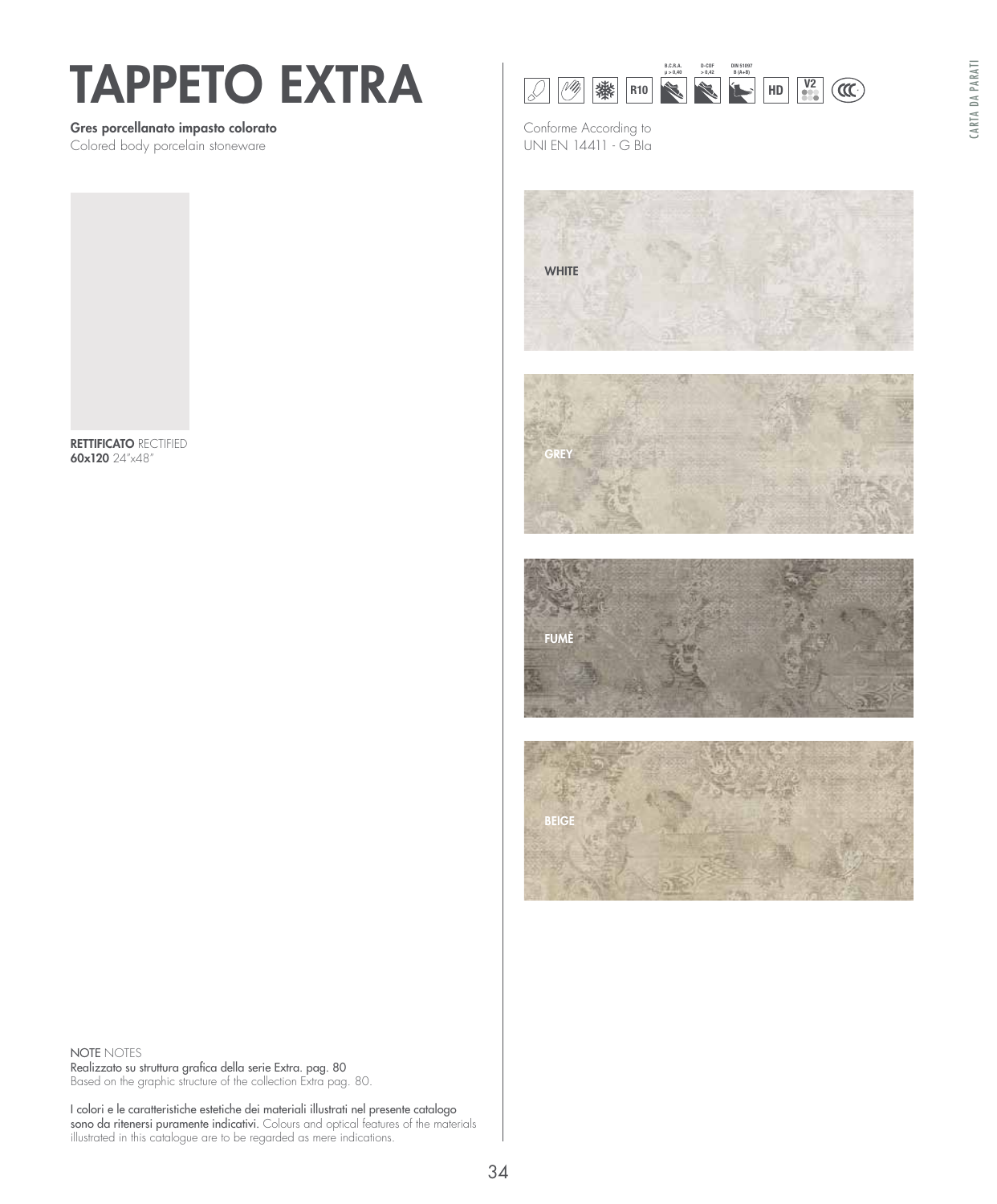# TAPPETO EXTRA

**Gres porcellanato impasto colorato**
Colored body porcelain stoneware

**RETTIFICATO** RECTIFIED
**60x120** 24"x48"

B.C.R.A. μ > 0,40
D-COF > 0,42
DIN 51097 B (A+B)
R10
HD
V2

Conforme According to
UNI EN 14411 - G BIa

WHITE

GREY

FUMÈ

BEIGE

NOTE NOTES
Realizzato su struttura grafica della serie Extra. pag. 80
Based on the graphic structure of the collection Extra pag. 80.

I colori e le caratteristiche estetiche dei materiali illustrati nel presente catalogo sono da ritenersi puramente indicativi. Colours and optical features of the materials illustrated in this catalogue are to be regarded as mere indications.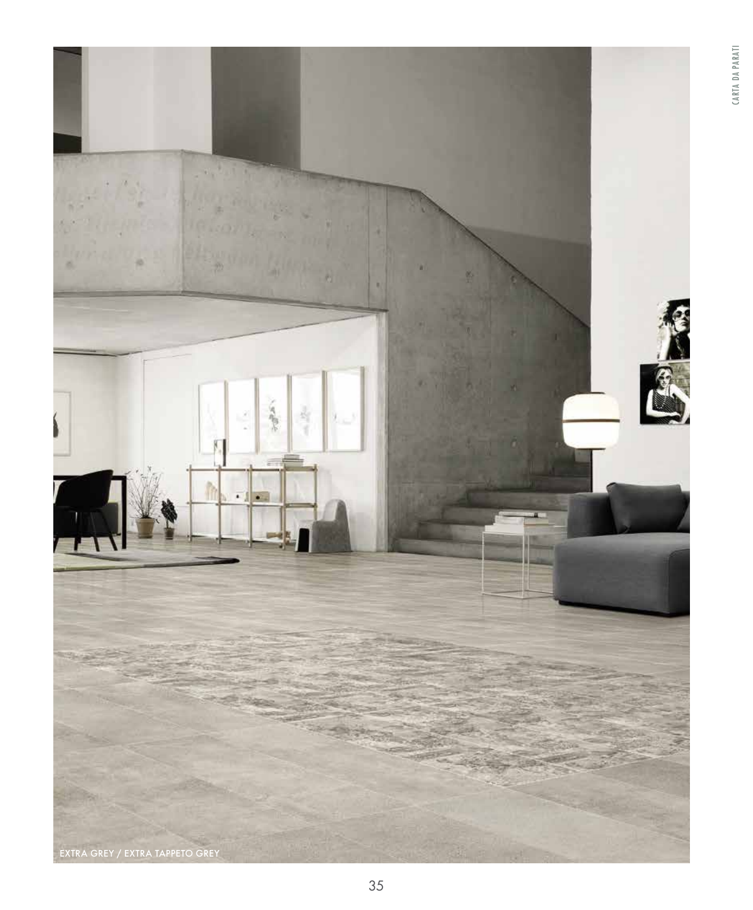EXTRA GREY / EXTRA TAPPETO GREY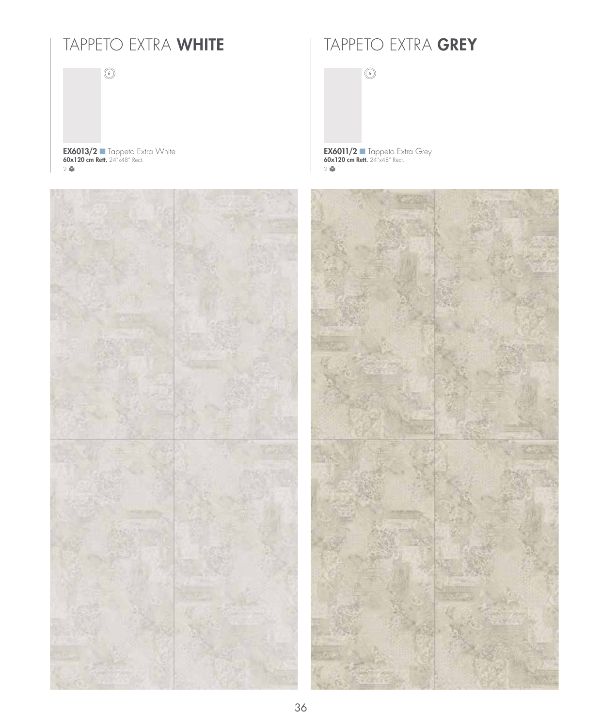# TAPPETO EXTRA **WHITE**

6

**EX6013/2** Tappeto Extra White
**60x120 cm Rett.** 24"x48" Rect.
2

# TAPPETO EXTRA **GREY**

6

**EX6011/2** Tappeto Extra Grey
**60x120 cm Rett.** 24"x48" Rect.
2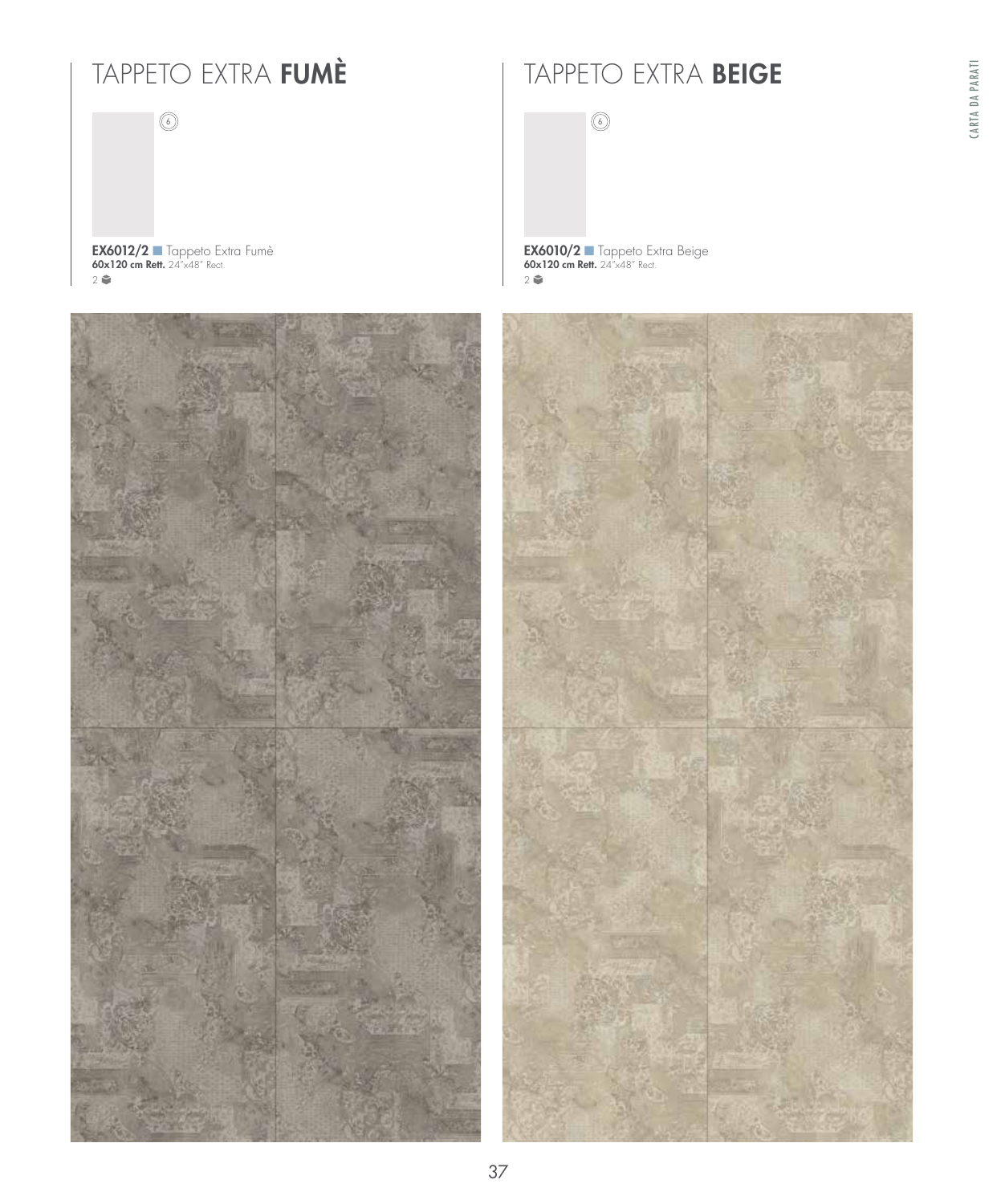# TAPPETO EXTRA **FUMÈ**

6

**EX6012/2** Tappeto Extra Fumè
**60x120 cm Rett.** 24"x48" Rect.
2

# TAPPETO EXTRA **BEIGE**

6

**EX6010/2** Tappeto Extra Beige
**60x120 cm Rett.** 24"x48" Rect.
2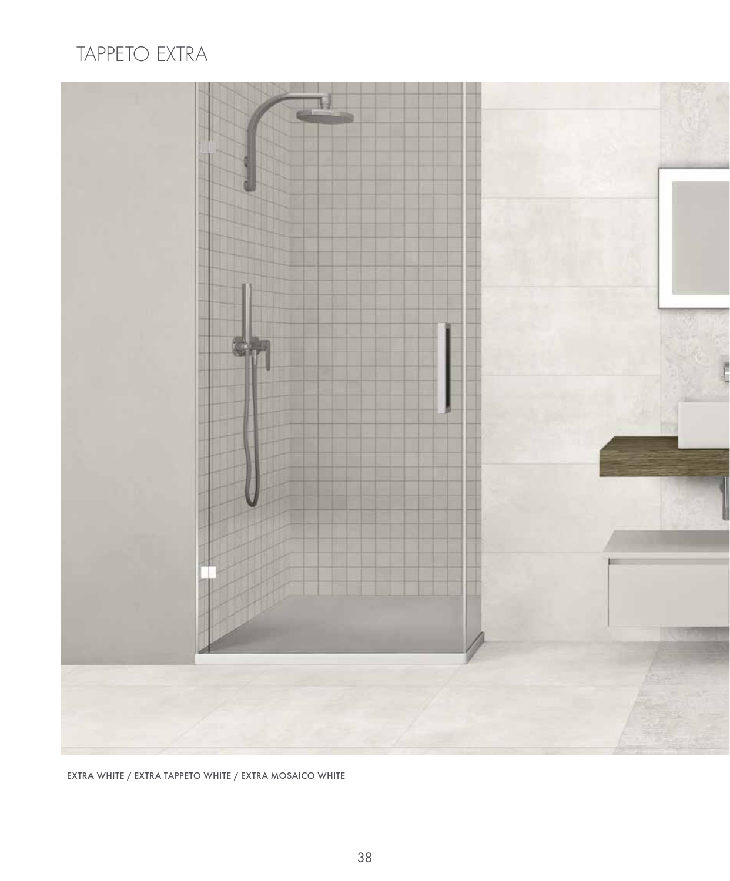# TAPPETO EXTRA

EXTRA WHITE / EXTRA TAPPETO WHITE / EXTRA MOSAICO WHITE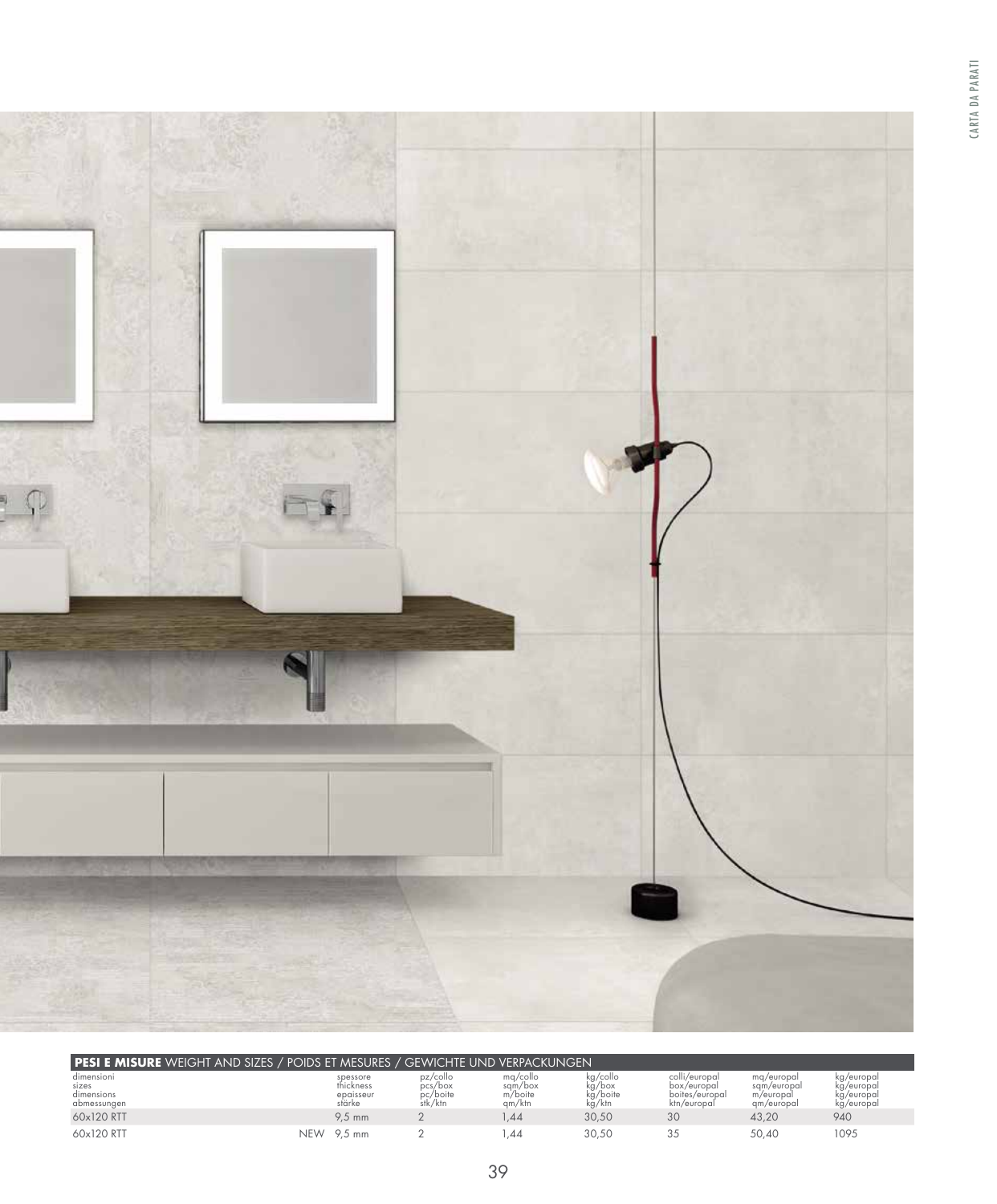**PESI E MISURE** WEIGHT AND SIZES / POIDS ET MESURES / GEWICHTE UND VERPACKUNGEN

| dimensioni<br>sizes<br>dimensions<br>abmessungen | | spessore<br>thickness<br>epaisseur<br>stärke | pz/collo<br>pcs/box<br>pc/boite<br>stk/ktn | mq/collo<br>sqm/box<br>m/boite<br>qm/ktn | kg/collo<br>kg/box<br>kg/boite<br>kg/ktn | colli/europal<br>box/europal<br>boites/europal<br>ktn/europal | mq/europal<br>sqm/europal<br>m/europal<br>qm/europal | kg/europal<br>kg/europal<br>kg/europal<br>kg/europal |
|---|---|---|---|---|---|---|---|---|
| 60x120 RTT | | 9,5 mm | 2 | 1,44 | 30,50 | 30 | 43,20 | 940 |
| 60x120 RTT | NEW | 9,5 mm | 2 | 1,44 | 30,50 | 35 | 50,40 | 1095 |